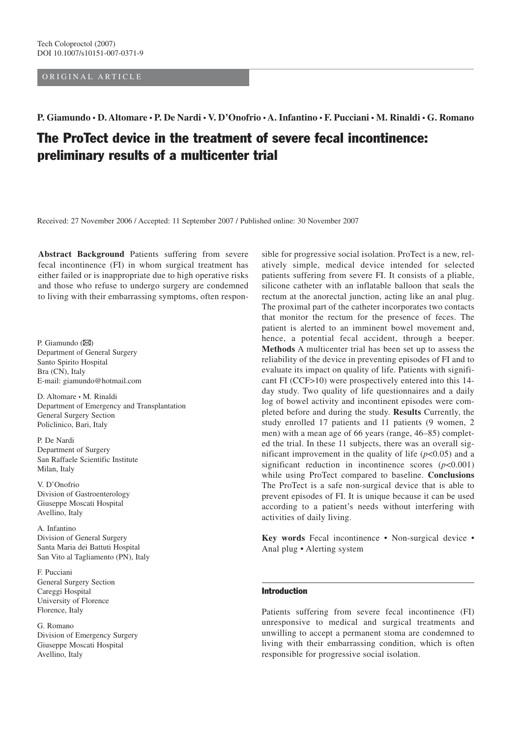Tech Coloproctol (2007)
DOI 10.1007/s10151-007-0371-9

ORIGINAL ARTICLE

**P. Giamundo • D. Altomare • P. De Nardi • V. D'Onofrio • A. Infantino • F. Pucciani • M. Rinaldi • G. Romano**

# The ProTect device in the treatment of severe fecal incontinence: preliminary results of a multicenter trial

Received: 27 November 2006 / Accepted: 11 September 2007 / Published online: 30 November 2007

**Abstract Background** Patients suffering from severe fecal incontinence (FI) in whom surgical treatment has either failed or is inappropriate due to high operative risks and those who refuse to undergo surgery are condemned to living with their embarrassing symptoms, often responsible for progressive social isolation. ProTect is a new, relatively simple, medical device intended for selected patients suffering from severe FI. It consists of a pliable, silicone catheter with an inflatable balloon that seals the rectum at the anorectal junction, acting like an anal plug. The proximal part of the catheter incorporates two contacts that monitor the rectum for the presence of feces. The patient is alerted to an imminent bowel movement and, hence, a potential fecal accident, through a beeper. **Methods** A multicenter trial has been set up to assess the reliability of the device in preventing episodes of FI and to evaluate its impact on quality of life. Patients with significant FI (CCF>10) were prospectively entered into this 14-day study. Two quality of life questionnaires and a daily log of bowel activity and incontinent episodes were completed before and during the study. **Results** Currently, the study enrolled 17 patients and 11 patients (9 women, 2 men) with a mean age of 66 years (range, 46–85) completed the trial. In these 11 subjects, there was an overall significant improvement in the quality of life ($p<0.05$) and a significant reduction in incontinence scores ($p<0.001$) while using ProTect compared to baseline. **Conclusions** The ProTect is a safe non-surgical device that is able to prevent episodes of FI. It is unique because it can be used according to a patient's needs without interfering with activities of daily living.

**Key words** Fecal incontinence • Non-surgical device • Anal plug • Alerting system

P. Giamundo (✉)
Department of General Surgery
Santo Spirito Hospital
Bra (CN), Italy
E-mail: giamundo@hotmail.com

D. Altomare • M. Rinaldi
Department of Emergency and Transplantation
General Surgery Section
Policlinico, Bari, Italy

P. De Nardi
Department of Surgery
San Raffaele Scientific Institute
Milan, Italy

V. D'Onofrio
Division of Gastroenterology
Giuseppe Moscati Hospital
Avellino, Italy

A. Infantino
Division of General Surgery
Santa Maria dei Battuti Hospital
San Vito al Tagliamento (PN), Italy

F. Pucciani
General Surgery Section
Careggi Hospital
University of Florence
Florence, Italy

G. Romano
Division of Emergency Surgery
Giuseppe Moscati Hospital
Avellino, Italy

## Introduction

Patients suffering from severe fecal incontinence (FI) unresponsive to medical and surgical treatments and unwilling to accept a permanent stoma are condemned to living with their embarrassing condition, which is often responsible for progressive social isolation.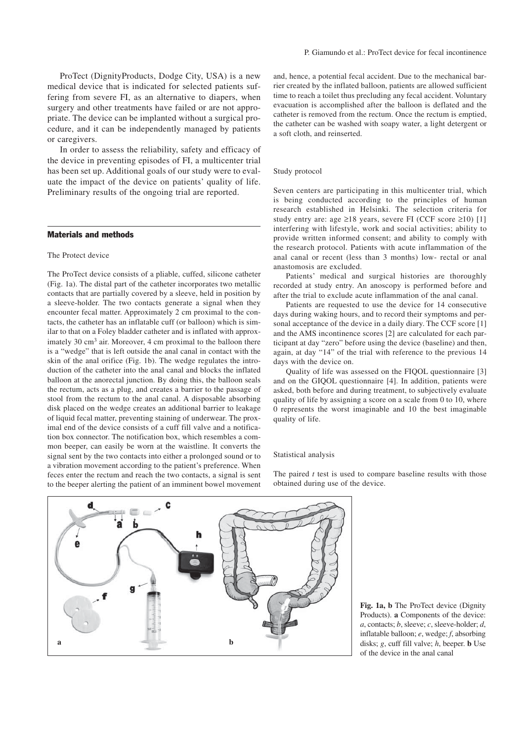ProTect (DignityProducts, Dodge City, USA) is a new medical device that is indicated for selected patients suffering from severe FI, as an alternative to diapers, when surgery and other treatments have failed or are not appropriate. The device can be implanted without a surgical procedure, and it can be independently managed by patients or caregivers.

In order to assess the reliability, safety and efficacy of the device in preventing episodes of FI, a multicenter trial has been set up. Additional goals of our study were to evaluate the impact of the device on patients' quality of life. Preliminary results of the ongoing trial are reported.

## Materials and methods

### The Protect device

The ProTect device consists of a pliable, cuffed, silicone catheter (Fig. 1a). The distal part of the catheter incorporates two metallic contacts that are partially covered by a sleeve, held in position by a sleeve-holder. The two contacts generate a signal when they encounter fecal matter. Approximately 2 cm proximal to the contacts, the catheter has an inflatable cuff (or balloon) which is similar to that on a Foley bladder catheter and is inflated with approximately 30 $cm^3$ air. Moreover, 4 cm proximal to the balloon there is a "wedge" that is left outside the anal canal in contact with the skin of the anal orifice (Fig. 1b). The wedge regulates the introduction of the catheter into the anal canal and blocks the inflated balloon at the anorectal junction. By doing this, the balloon seals the rectum, acts as a plug, and creates a barrier to the passage of stool from the rectum to the anal canal. A disposable absorbing disk placed on the wedge creates an additional barrier to leakage of liquid fecal matter, preventing staining of underwear. The proximal end of the device consists of a cuff fill valve and a notification box connector. The notification box, which resembles a common beeper, can easily be worn at the waistline. It converts the signal sent by the two contacts into either a prolonged sound or to a vibration movement according to the patient's preference. When feces enter the rectum and reach the two contacts, a signal is sent to the beeper alerting the patient of an imminent bowel movement and, hence, a potential fecal accident. Due to the mechanical barrier created by the inflated balloon, patients are allowed sufficient time to reach a toilet thus precluding any fecal accident. Voluntary evacuation is accomplished after the balloon is deflated and the catheter is removed from the rectum. Once the rectum is emptied, the catheter can be washed with soapy water, a light detergent or a soft cloth, and reinserted.

### Study protocol

Seven centers are participating in this multicenter trial, which is being conducted according to the principles of human research established in Helsinki. The selection criteria for study entry are: age ≥18 years, severe FI (CCF score ≥10) [1] interfering with lifestyle, work and social activities; ability to provide written informed consent; and ability to comply with the research protocol. Patients with acute inflammation of the anal canal or recent (less than 3 months) low- rectal or anal anastomosis are excluded.

Patients' medical and surgical histories are thoroughly recorded at study entry. An anoscopy is performed before and after the trial to exclude acute inflammation of the anal canal.

Patients are requested to use the device for 14 consecutive days during waking hours, and to record their symptoms and personal acceptance of the device in a daily diary. The CCF score [1] and the AMS incontinence scores [2] are calculated for each participant at day "zero" before using the device (baseline) and then, again, at day "14" of the trial with reference to the previous 14 days with the device on.

Quality of life was assessed on the FIQOL questionnaire [3] and on the GIQOL questionnaire [4]. In addition, patients were asked, both before and during treatment, to subjectively evaluate quality of life by assigning a score on a scale from 0 to 10, where 0 represents the worst imaginable and 10 the best imaginable quality of life.

### Statistical analysis

The paired *t* test is used to compare baseline results with those obtained during use of the device.

**Fig. 1a, b** The ProTect device (Dignity Products). **a** Components of the device: *a*, contacts; *b*, sleeve; *c*, sleeve-holder; *d*, inflatable balloon; *e*, wedge; *f*, absorbing disks; *g*, cuff fill valve; *h*, beeper. **b** Use of the device in the anal canal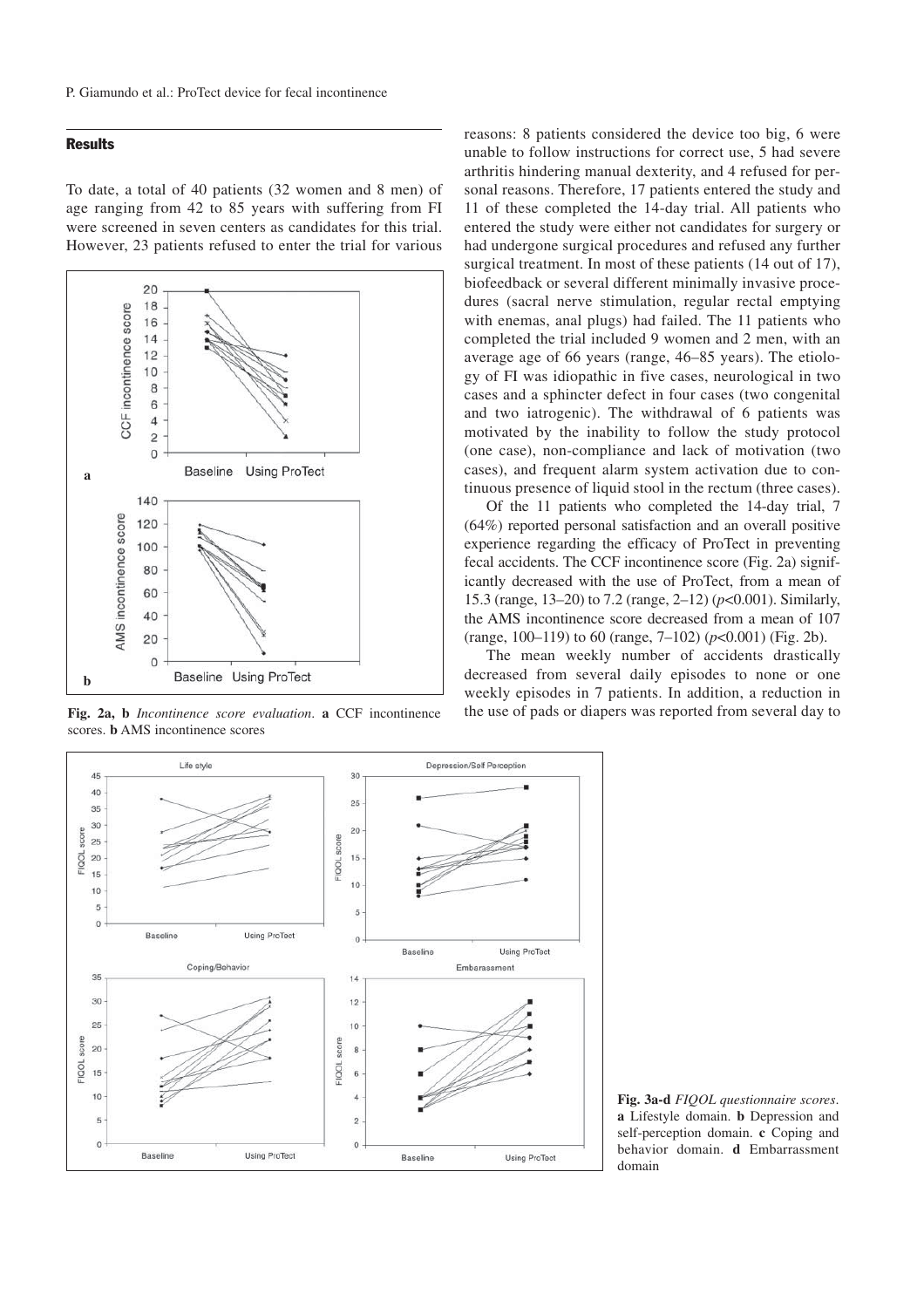## Results

To date, a total of 40 patients (32 women and 8 men) of age ranging from 42 to 85 years with suffering from FI were screened in seven centers as candidates for this trial. However, 23 patients refused to enter the trial for various reasons: 8 patients considered the device too big, 6 were unable to follow instructions for correct use, 5 had severe arthritis hindering manual dexterity, and 4 refused for personal reasons. Therefore, 17 patients entered the study and 11 of these completed the 14-day trial. All patients who entered the study were either not candidates for surgery or had undergone surgical procedures and refused any further surgical treatment. In most of these patients (14 out of 17), biofeedback or several different minimally invasive procedures (sacral nerve stimulation, regular rectal emptying with enemas, anal plugs) had failed. The 11 patients who completed the trial included 9 women and 2 men, with an average age of 66 years (range, 46–85 years). The etiology of FI was idiopathic in five cases, neurological in two cases and a sphincter defect in four cases (two congenital and two iatrogenic). The withdrawal of 6 patients was motivated by the inability to follow the study protocol (one case), non-compliance and lack of motivation (two cases), and frequent alarm system activation due to continuous presence of liquid stool in the rectum (three cases).

**Fig. 2a, b** *Incontinence score evaluation*. **a** CCF incontinence scores. **b** AMS incontinence scores

Of the 11 patients who completed the 14-day trial, 7 (64%) reported personal satisfaction and an overall positive experience regarding the efficacy of ProTect in preventing fecal accidents. The CCF incontinence score (Fig. 2a) significantly decreased with the use of ProTect, from a mean of 15.3 (range, 13–20) to 7.2 (range, 2–12) ($p<0.001$). Similarly, the AMS incontinence score decreased from a mean of 107 (range, 100–119) to 60 (range, 7–102) ($p<0.001$) (Fig. 2b).

The mean weekly number of accidents drastically decreased from several daily episodes to none or one weekly episodes in 7 patients. In addition, a reduction in the use of pads or diapers was reported from several day to

**Fig. 3a-d** *FIQOL questionnaire scores*. **a** Lifestyle domain. **b** Depression and self-perception domain. **c** Coping and behavior domain. **d** Embarrassment domain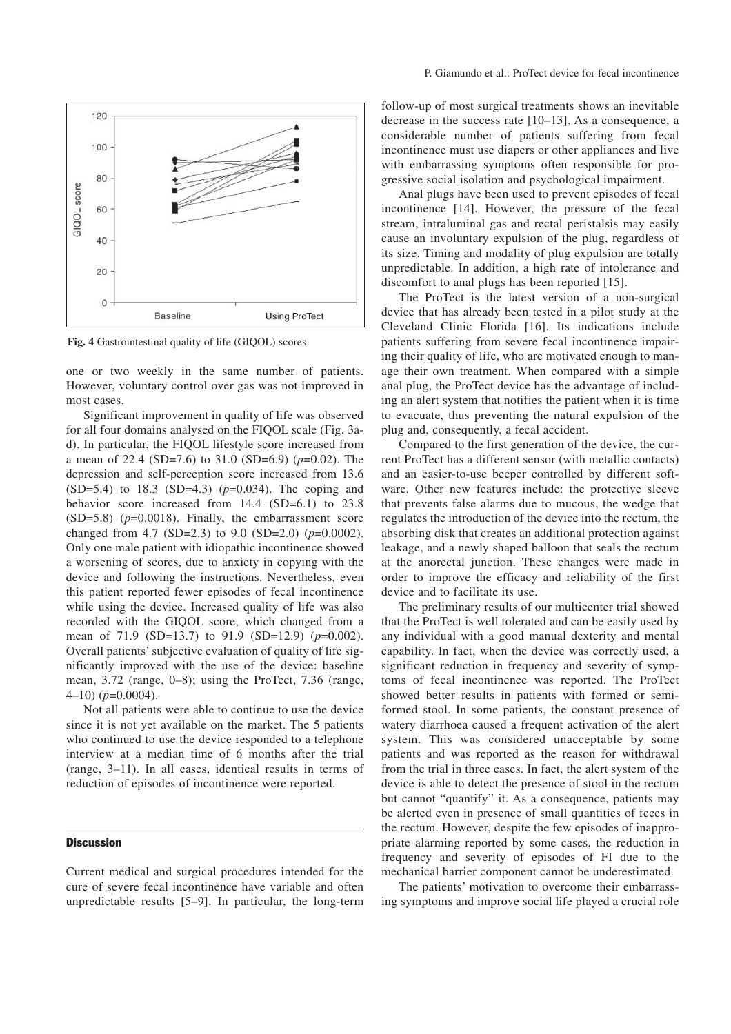120

100

80

60

40

20

0

GIQOL score

Baseline

Using ProTect

**Fig. 4** Gastrointestinal quality of life (GIQOL) scores

one or two weekly in the same number of patients. However, voluntary control over gas was not improved in most cases.

Significant improvement in quality of life was observed for all four domains analysed on the FIQOL scale (Fig. 3a-d). In particular, the FIQOL lifestyle score increased from a mean of 22.4 (SD=7.6) to 31.0 (SD=6.9) ($p$=0.02). The depression and self-perception score increased from 13.6 (SD=5.4) to 18.3 (SD=4.3) ($p$=0.034). The coping and behavior score increased from 14.4 (SD=6.1) to 23.8 (SD=5.8) ($p$=0.0018). Finally, the embarrassment score changed from 4.7 (SD=2.3) to 9.0 (SD=2.0) ($p$=0.0002). Only one male patient with idiopathic incontinence showed a worsening of scores, due to anxiety in copying with the device and following the instructions. Nevertheless, even this patient reported fewer episodes of fecal incontinence while using the device. Increased quality of life was also recorded with the GIQOL score, which changed from a mean of 71.9 (SD=13.7) to 91.9 (SD=12.9) ($p$=0.002). Overall patients' subjective evaluation of quality of life significantly improved with the use of the device: baseline mean, 3.72 (range, 0–8); using the ProTect, 7.36 (range, 4–10) ($p$=0.0004).

Not all patients were able to continue to use the device since it is not yet available on the market. The 5 patients who continued to use the device responded to a telephone interview at a median time of 6 months after the trial (range, 3–11). In all cases, identical results in terms of reduction of episodes of incontinence were reported.

## Discussion

Current medical and surgical procedures intended for the cure of severe fecal incontinence have variable and often unpredictable results [5–9]. In particular, the long-term follow-up of most surgical treatments shows an inevitable decrease in the success rate [10–13]. As a consequence, a considerable number of patients suffering from fecal incontinence must use diapers or other appliances and live with embarrassing symptoms often responsible for progressive social isolation and psychological impairment.

Anal plugs have been used to prevent episodes of fecal incontinence [14]. However, the pressure of the fecal stream, intraluminal gas and rectal peristalsis may easily cause an involuntary expulsion of the plug, regardless of its size. Timing and modality of plug expulsion are totally unpredictable. In addition, a high rate of intolerance and discomfort to anal plugs has been reported [15].

The ProTect is the latest version of a non-surgical device that has already been tested in a pilot study at the Cleveland Clinic Florida [16]. Its indications include patients suffering from severe fecal incontinence impairing their quality of life, who are motivated enough to manage their own treatment. When compared with a simple anal plug, the ProTect device has the advantage of including an alert system that notifies the patient when it is time to evacuate, thus preventing the natural expulsion of the plug and, consequently, a fecal accident.

Compared to the first generation of the device, the current ProTect has a different sensor (with metallic contacts) and an easier-to-use beeper controlled by different software. Other new features include: the protective sleeve that prevents false alarms due to mucous, the wedge that regulates the introduction of the device into the rectum, the absorbing disk that creates an additional protection against leakage, and a newly shaped balloon that seals the rectum at the anorectal junction. These changes were made in order to improve the efficacy and reliability of the first device and to facilitate its use.

The preliminary results of our multicenter trial showed that the ProTect is well tolerated and can be easily used by any individual with a good manual dexterity and mental capability. In fact, when the device was correctly used, a significant reduction in frequency and severity of symptoms of fecal incontinence was reported. The ProTect showed better results in patients with formed or semi-formed stool. In some patients, the constant presence of watery diarrhoea caused a frequent activation of the alert system. This was considered unacceptable by some patients and was reported as the reason for withdrawal from the trial in three cases. In fact, the alert system of the device is able to detect the presence of stool in the rectum but cannot "quantify" it. As a consequence, patients may be alerted even in presence of small quantities of feces in the rectum. However, despite the few episodes of inappropriate alarming reported by some cases, the reduction in frequency and severity of episodes of FI due to the mechanical barrier component cannot be underestimated.

The patients' motivation to overcome their embarrassing symptoms and improve social life played a crucial role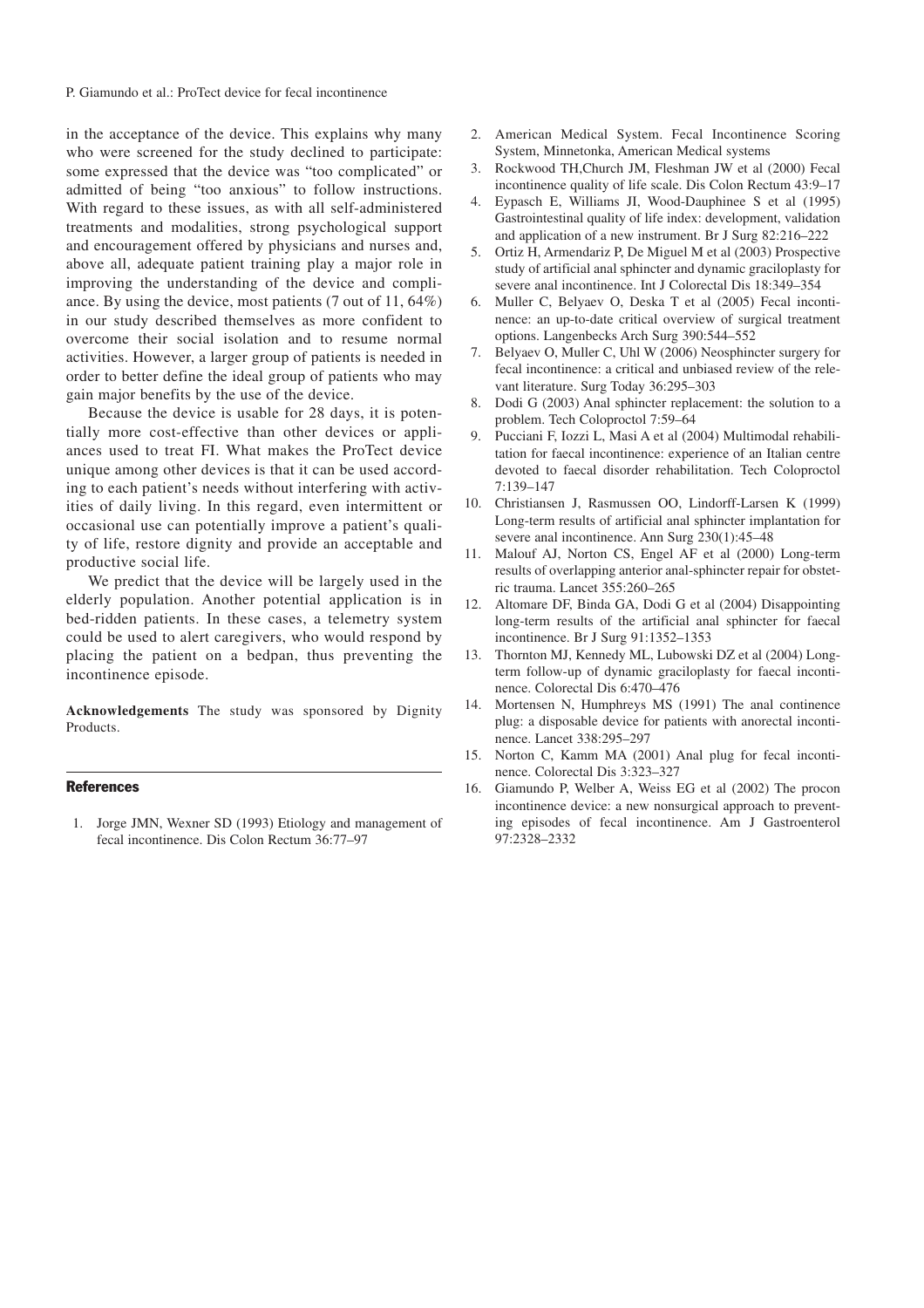in the acceptance of the device. This explains why many who were screened for the study declined to participate: some expressed that the device was "too complicated" or admitted of being "too anxious" to follow instructions. With regard to these issues, as with all self-administered treatments and modalities, strong psychological support and encouragement offered by physicians and nurses and, above all, adequate patient training play a major role in improving the understanding of the device and compliance. By using the device, most patients (7 out of 11, 64%) in our study described themselves as more confident to overcome their social isolation and to resume normal activities. However, a larger group of patients is needed in order to better define the ideal group of patients who may gain major benefits by the use of the device.

Because the device is usable for 28 days, it is potentially more cost-effective than other devices or appliances used to treat FI. What makes the ProTect device unique among other devices is that it can be used according to each patient's needs without interfering with activities of daily living. In this regard, even intermittent or occasional use can potentially improve a patient's quality of life, restore dignity and provide an acceptable and productive social life.

We predict that the device will be largely used in the elderly population. Another potential application is in bed-ridden patients. In these cases, a telemetry system could be used to alert caregivers, who would respond by placing the patient on a bedpan, thus preventing the incontinence episode.

**Acknowledgements** The study was sponsored by Dignity Products.

## References

1. Jorge JMN, Wexner SD (1993) Etiology and management of fecal incontinence. Dis Colon Rectum 36:77–97
2. American Medical System. Fecal Incontinence Scoring System, Minnetonka, American Medical systems
3. Rockwood TH,Church JM, Fleshman JW et al (2000) Fecal incontinence quality of life scale. Dis Colon Rectum 43:9–17
4. Eypasch E, Williams JI, Wood-Dauphinee S et al (1995) Gastrointestinal quality of life index: development, validation and application of a new instrument. Br J Surg 82:216–222
5. Ortiz H, Armendariz P, De Miguel M et al (2003) Prospective study of artificial anal sphincter and dynamic graciloplasty for severe anal incontinence. Int J Colorectal Dis 18:349–354
6. Muller C, Belyaev O, Deska T et al (2005) Fecal incontinence: an up-to-date critical overview of surgical treatment options. Langenbecks Arch Surg 390:544–552
7. Belyaev O, Muller C, Uhl W (2006) Neosphincter surgery for fecal incontinence: a critical and unbiased review of the relevant literature. Surg Today 36:295–303
8. Dodi G (2003) Anal sphincter replacement: the solution to a problem. Tech Coloproctol 7:59–64
9. Pucciani F, Iozzi L, Masi A et al (2004) Multimodal rehabilitation for faecal incontinence: experience of an Italian centre devoted to faecal disorder rehabilitation. Tech Coloproctol 7:139–147
10. Christiansen J, Rasmussen OO, Lindorff-Larsen K (1999) Long-term results of artificial anal sphincter implantation for severe anal incontinence. Ann Surg 230(1):45–48
11. Malouf AJ, Norton CS, Engel AF et al (2000) Long-term results of overlapping anterior anal-sphincter repair for obstetric trauma. Lancet 355:260–265
12. Altomare DF, Binda GA, Dodi G et al (2004) Disappointing long-term results of the artificial anal sphincter for faecal incontinence. Br J Surg 91:1352–1353
13. Thornton MJ, Kennedy ML, Lubowski DZ et al (2004) Long-term follow-up of dynamic graciloplasty for faecal incontinence. Colorectal Dis 6:470–476
14. Mortensen N, Humphreys MS (1991) The anal continence plug: a disposable device for patients with anorectal incontinence. Lancet 338:295–297
15. Norton C, Kamm MA (2001) Anal plug for fecal incontinence. Colorectal Dis 3:323–327
16. Giamundo P, Welber A, Weiss EG et al (2002) The procon incontinence device: a new nonsurgical approach to preventing episodes of fecal incontinence. Am J Gastroenterol 97:2328–2332